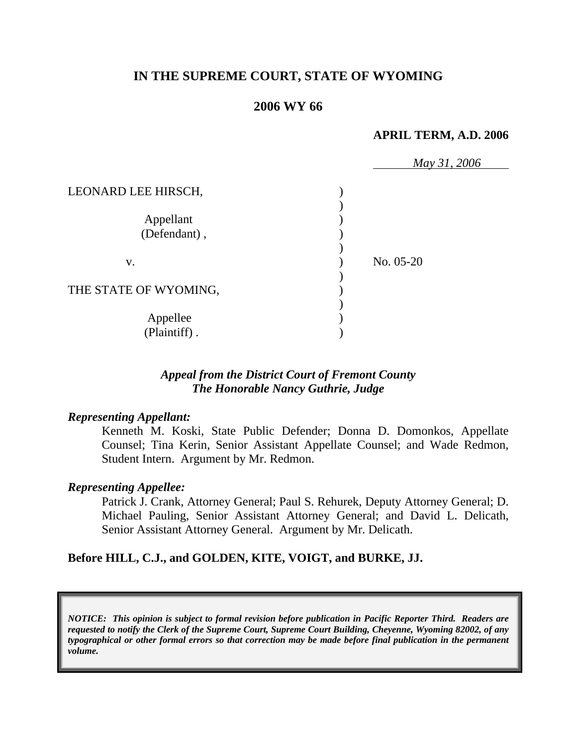# IN THE SUPREME COURT, STATE OF WYOMING

## 2006 WY 66

**APRIL TERM, A.D. 2006**

*May 31, 2006*

| | | |
|---|---|---|
| LEONARD LEE HIRSCH,<br><br>Appellant (Defendant), | ) | |
| v. | ) | No. 05-20 |
| THE STATE OF WYOMING,<br><br>Appellee (Plaintiff). | ) | |

***Appeal from the District Court of Fremont County***
***The Honorable Nancy Guthrie, Judge***

***Representing Appellant:***

Kenneth M. Koski, State Public Defender; Donna D. Domonkos, Appellate Counsel; Tina Kerin, Senior Assistant Appellate Counsel; and Wade Redmon, Student Intern. Argument by Mr. Redmon.

***Representing Appellee:***

Patrick J. Crank, Attorney General; Paul S. Rehurek, Deputy Attorney General; D. Michael Pauling, Senior Assistant Attorney General; and David L. Delicath, Senior Assistant Attorney General. Argument by Mr. Delicath.

**Before HILL, C.J., and GOLDEN, KITE, VOIGT, and BURKE, JJ.**

***NOTICE: This opinion is subject to formal revision before publication in Pacific Reporter Third. Readers are requested to notify the Clerk of the Supreme Court, Supreme Court Building, Cheyenne, Wyoming 82002, of any typographical or other formal errors so that correction may be made before final publication in the permanent volume.***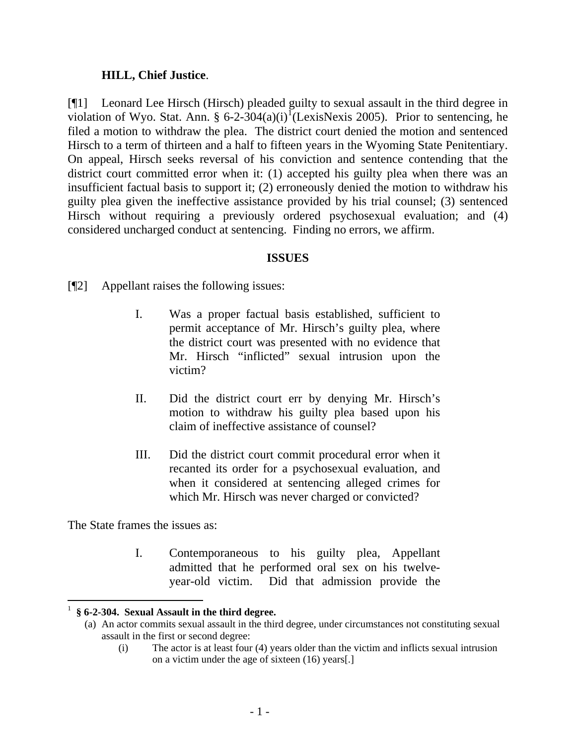**HILL, Chief Justice**.

[¶1] Leonard Lee Hirsch (Hirsch) pleaded guilty to sexual assault in the third degree in violation of Wyo. Stat. Ann. § 6-2-304(a)(i)[1](LexisNexis 2005). Prior to sentencing, he filed a motion to withdraw the plea. The district court denied the motion and sentenced Hirsch to a term of thirteen and a half to fifteen years in the Wyoming State Penitentiary. On appeal, Hirsch seeks reversal of his conviction and sentence contending that the district court committed error when it: (1) accepted his guilty plea when there was an insufficient factual basis to support it; (2) erroneously denied the motion to withdraw his guilty plea given the ineffective assistance provided by his trial counsel; (3) sentenced Hirsch without requiring a previously ordered psychosexual evaluation; and (4) considered uncharged conduct at sentencing. Finding no errors, we affirm.

## ISSUES

[¶2] Appellant raises the following issues:

> I. Was a proper factual basis established, sufficient to permit acceptance of Mr. Hirsch's guilty plea, where the district court was presented with no evidence that Mr. Hirsch "inflicted" sexual intrusion upon the victim?
>
> II. Did the district court err by denying Mr. Hirsch's motion to withdraw his guilty plea based upon his claim of ineffective assistance of counsel?
>
> III. Did the district court commit procedural error when it recanted its order for a psychosexual evaluation, and when it considered at sentencing alleged crimes for which Mr. Hirsch was never charged or convicted?

The State frames the issues as:

> I. Contemporaneous to his guilty plea, Appellant admitted that he performed oral sex on his twelve-year-old victim. Did that admission provide the

---

[1] **§ 6-2-304. Sexual Assault in the third degree.**

(a) An actor commits sexual assault in the third degree, under circumstances not constituting sexual assault in the first or second degree:

(i) The actor is at least four (4) years older than the victim and inflicts sexual intrusion on a victim under the age of sixteen (16) years[.]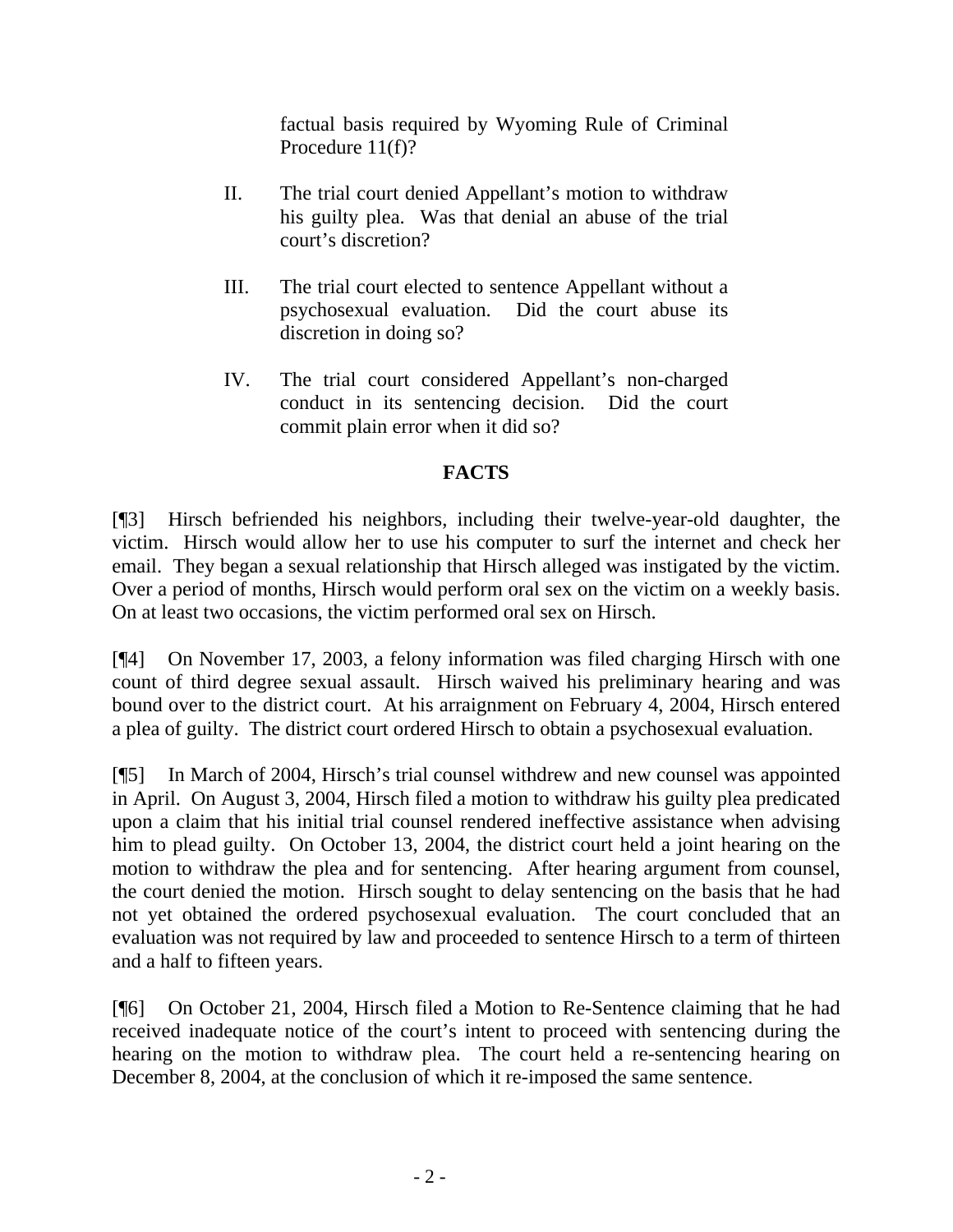factual basis required by Wyoming Rule of Criminal Procedure 11(f)?

II. The trial court denied Appellant's motion to withdraw his guilty plea. Was that denial an abuse of the trial court's discretion?

III. The trial court elected to sentence Appellant without a psychosexual evaluation. Did the court abuse its discretion in doing so?

IV. The trial court considered Appellant's non-charged conduct in its sentencing decision. Did the court commit plain error when it did so?

## FACTS

[¶3] Hirsch befriended his neighbors, including their twelve-year-old daughter, the victim. Hirsch would allow her to use his computer to surf the internet and check her email. They began a sexual relationship that Hirsch alleged was instigated by the victim. Over a period of months, Hirsch would perform oral sex on the victim on a weekly basis. On at least two occasions, the victim performed oral sex on Hirsch.

[¶4] On November 17, 2003, a felony information was filed charging Hirsch with one count of third degree sexual assault. Hirsch waived his preliminary hearing and was bound over to the district court. At his arraignment on February 4, 2004, Hirsch entered a plea of guilty. The district court ordered Hirsch to obtain a psychosexual evaluation.

[¶5] In March of 2004, Hirsch's trial counsel withdrew and new counsel was appointed in April. On August 3, 2004, Hirsch filed a motion to withdraw his guilty plea predicated upon a claim that his initial trial counsel rendered ineffective assistance when advising him to plead guilty. On October 13, 2004, the district court held a joint hearing on the motion to withdraw the plea and for sentencing. After hearing argument from counsel, the court denied the motion. Hirsch sought to delay sentencing on the basis that he had not yet obtained the ordered psychosexual evaluation. The court concluded that an evaluation was not required by law and proceeded to sentence Hirsch to a term of thirteen and a half to fifteen years.

[¶6] On October 21, 2004, Hirsch filed a Motion to Re-Sentence claiming that he had received inadequate notice of the court's intent to proceed with sentencing during the hearing on the motion to withdraw plea. The court held a re-sentencing hearing on December 8, 2004, at the conclusion of which it re-imposed the same sentence.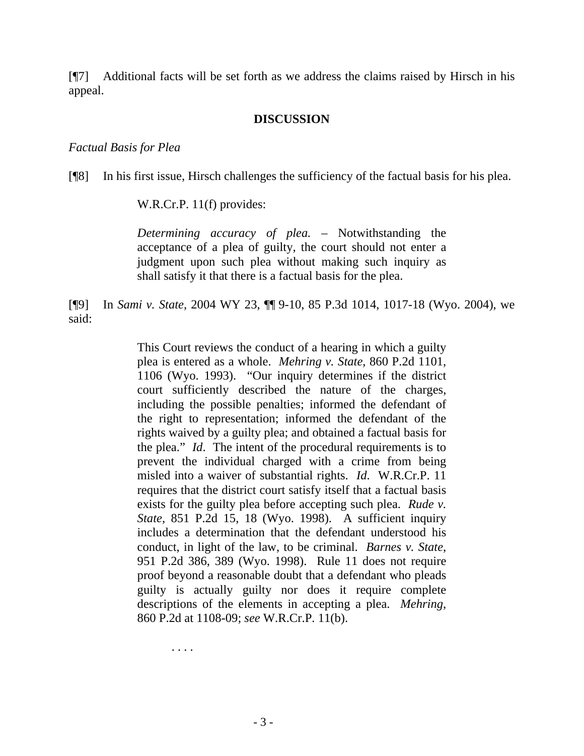[¶7] Additional facts will be set forth as we address the claims raised by Hirsch in his appeal.

**DISCUSSION**

*Factual Basis for Plea*

[¶8] In his first issue, Hirsch challenges the sufficiency of the factual basis for his plea.

> W.R.Cr.P. 11(f) provides:
>
> *Determining accuracy of plea.* – Notwithstanding the acceptance of a plea of guilty, the court should not enter a judgment upon such plea without making such inquiry as shall satisfy it that there is a factual basis for the plea.

[¶9] In *Sami v. State*, 2004 WY 23, ¶¶ 9-10, 85 P.3d 1014, 1017-18 (Wyo. 2004), we said:

> This Court reviews the conduct of a hearing in which a guilty plea is entered as a whole. *Mehring v. State*, 860 P.2d 1101, 1106 (Wyo. 1993). "Our inquiry determines if the district court sufficiently described the nature of the charges, including the possible penalties; informed the defendant of the right to representation; informed the defendant of the rights waived by a guilty plea; and obtained a factual basis for the plea." *Id*. The intent of the procedural requirements is to prevent the individual charged with a crime from being misled into a waiver of substantial rights. *Id*. W.R.Cr.P. 11 requires that the district court satisfy itself that a factual basis exists for the guilty plea before accepting such plea. *Rude v. State*, 851 P.2d 15, 18 (Wyo. 1998). A sufficient inquiry includes a determination that the defendant understood his conduct, in light of the law, to be criminal. *Barnes v. State*, 951 P.2d 386, 389 (Wyo. 1998). Rule 11 does not require proof beyond a reasonable doubt that a defendant who pleads guilty is actually guilty nor does it require complete descriptions of the elements in accepting a plea. *Mehring*, 860 P.2d at 1108-09; *see* W.R.Cr.P. 11(b).
>
> . . . .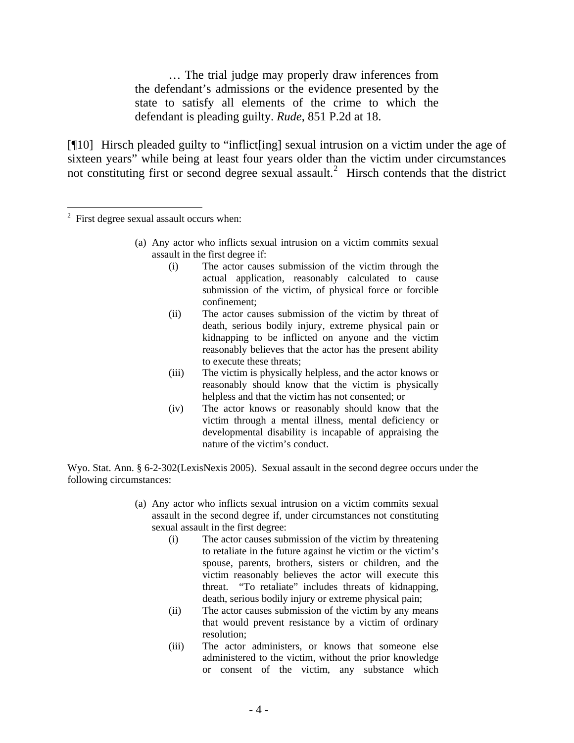> … The trial judge may properly draw inferences from the defendant's admissions or the evidence presented by the state to satisfy all elements of the crime to which the defendant is pleading guilty. *Rude*, 851 P.2d at 18.

[¶10] Hirsch pleaded guilty to "inflict[ing] sexual intrusion on a victim under the age of sixteen years" while being at least four years older than the victim under circumstances not constituting first or second degree sexual assault.[2] Hirsch contends that the district

---

[2] First degree sexual assault occurs when:

> (a) Any actor who inflicts sexual intrusion on a victim commits sexual assault in the first degree if:
>
> (i) The actor causes submission of the victim through the actual application, reasonably calculated to cause submission of the victim, of physical force or forcible confinement;
>
> (ii) The actor causes submission of the victim by threat of death, serious bodily injury, extreme physical pain or kidnapping to be inflicted on anyone and the victim reasonably believes that the actor has the present ability to execute these threats;
>
> (iii) The victim is physically helpless, and the actor knows or reasonably should know that the victim is physically helpless and that the victim has not consented; or
>
> (iv) The actor knows or reasonably should know that the victim through a mental illness, mental deficiency or developmental disability is incapable of appraising the nature of the victim's conduct.

Wyo. Stat. Ann. § 6-2-302(LexisNexis 2005). Sexual assault in the second degree occurs under the following circumstances:

> (a) Any actor who inflicts sexual intrusion on a victim commits sexual assault in the second degree if, under circumstances not constituting sexual assault in the first degree:
>
> (i) The actor causes submission of the victim by threatening to retaliate in the future against he victim or the victim's spouse, parents, brothers, sisters or children, and the victim reasonably believes the actor will execute this threat. "To retaliate" includes threats of kidnapping, death, serious bodily injury or extreme physical pain;
>
> (ii) The actor causes submission of the victim by any means that would prevent resistance by a victim of ordinary resolution;
>
> (iii) The actor administers, or knows that someone else administered to the victim, without the prior knowledge or consent of the victim, any substance which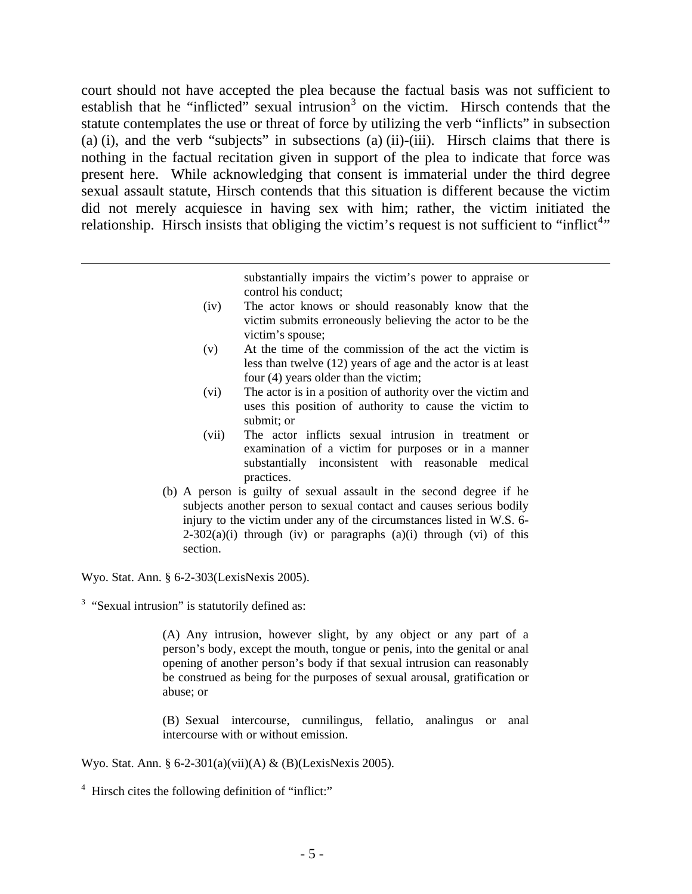court should not have accepted the plea because the factual basis was not sufficient to establish that he "inflicted" sexual intrusion[3] on the victim. Hirsch contends that the statute contemplates the use or threat of force by utilizing the verb "inflicts" in subsection (a) (i), and the verb "subjects" in subsections (a) (ii)-(iii). Hirsch claims that there is nothing in the factual recitation given in support of the plea to indicate that force was present here. While acknowledging that consent is immaterial under the third degree sexual assault statute, Hirsch contends that this situation is different because the victim did not merely acquiesce in having sex with him; rather, the victim initiated the relationship. Hirsch insists that obliging the victim's request is not sufficient to "inflict[4]"

---

> substantially impairs the victim's power to appraise or control his conduct;
>
> (iv) The actor knows or should reasonably know that the victim submits erroneously believing the actor to be the victim's spouse;
>
> (v) At the time of the commission of the act the victim is less than twelve (12) years of age and the actor is at least four (4) years older than the victim;
>
> (vi) The actor is in a position of authority over the victim and uses this position of authority to cause the victim to submit; or
>
> (vii) The actor inflicts sexual intrusion in treatment or examination of a victim for purposes or in a manner substantially inconsistent with reasonable medical practices.
>
> (b) A person is guilty of sexual assault in the second degree if he subjects another person to sexual contact and causes serious bodily injury to the victim under any of the circumstances listed in W.S. 6-2-302(a)(i) through (iv) or paragraphs (a)(i) through (vi) of this section.

Wyo. Stat. Ann. § 6-2-303(LexisNexis 2005).

[3] "Sexual intrusion" is statutorily defined as:

> (A) Any intrusion, however slight, by any object or any part of a person's body, except the mouth, tongue or penis, into the genital or anal opening of another person's body if that sexual intrusion can reasonably be construed as being for the purposes of sexual arousal, gratification or abuse; or
>
> (B) Sexual intercourse, cunnilingus, fellatio, analingus or anal intercourse with or without emission.

Wyo. Stat. Ann. § 6-2-301(a)(vii)(A) & (B)(LexisNexis 2005).

[4] Hirsch cites the following definition of "inflict:"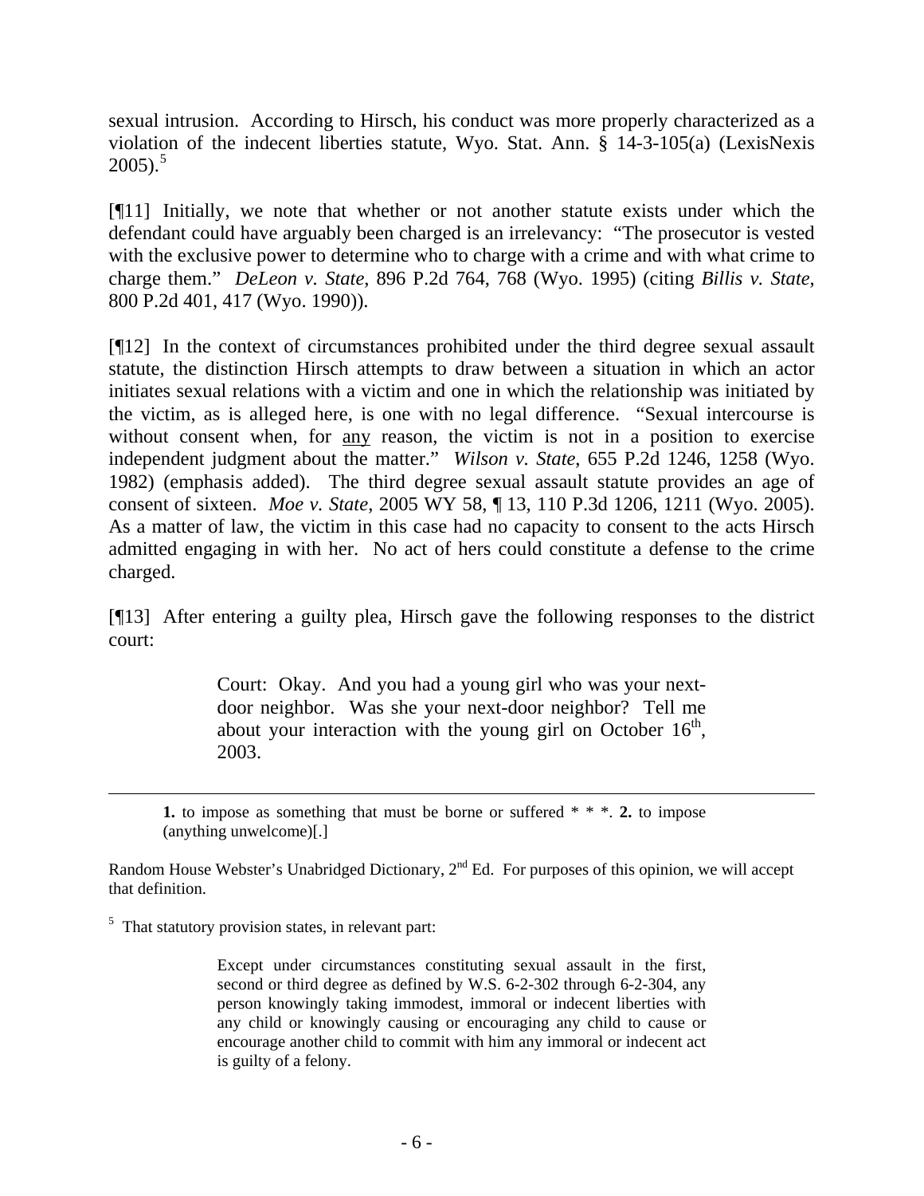sexual intrusion. According to Hirsch, his conduct was more properly characterized as a violation of the indecent liberties statute, Wyo. Stat. Ann. § 14-3-105(a) (LexisNexis 2005).[5]

[¶11] Initially, we note that whether or not another statute exists under which the defendant could have arguably been charged is an irrelevancy: "The prosecutor is vested with the exclusive power to determine who to charge with a crime and with what crime to charge them." *DeLeon v. State*, 896 P.2d 764, 768 (Wyo. 1995) (citing *Billis v. State*, 800 P.2d 401, 417 (Wyo. 1990)).

[¶12] In the context of circumstances prohibited under the third degree sexual assault statute, the distinction Hirsch attempts to draw between a situation in which an actor initiates sexual relations with a victim and one in which the relationship was initiated by the victim, as is alleged here, is one with no legal difference. "Sexual intercourse is without consent when, for <u>any</u> reason, the victim is not in a position to exercise independent judgment about the matter." *Wilson v. State*, 655 P.2d 1246, 1258 (Wyo. 1982) (emphasis added). The third degree sexual assault statute provides an age of consent of sixteen. *Moe v. State*, 2005 WY 58, ¶ 13, 110 P.3d 1206, 1211 (Wyo. 2005). As a matter of law, the victim in this case had no capacity to consent to the acts Hirsch admitted engaging in with her. No act of hers could constitute a defense to the crime charged.

[¶13] After entering a guilty plea, Hirsch gave the following responses to the district court:

> Court: Okay. And you had a young girl who was your next-door neighbor. Was she your next-door neighbor? Tell me about your interaction with the young girl on October 16th, 2003.

---

> **1.** to impose as something that must be borne or suffered * * *. **2.** to impose (anything unwelcome)[.]

Random House Webster's Unabridged Dictionary, 2nd Ed. For purposes of this opinion, we will accept that definition.

[5] That statutory provision states, in relevant part:

> Except under circumstances constituting sexual assault in the first, second or third degree as defined by W.S. 6-2-302 through 6-2-304, any person knowingly taking immodest, immoral or indecent liberties with any child or knowingly causing or encouraging any child to cause or encourage another child to commit with him any immoral or indecent act is guilty of a felony.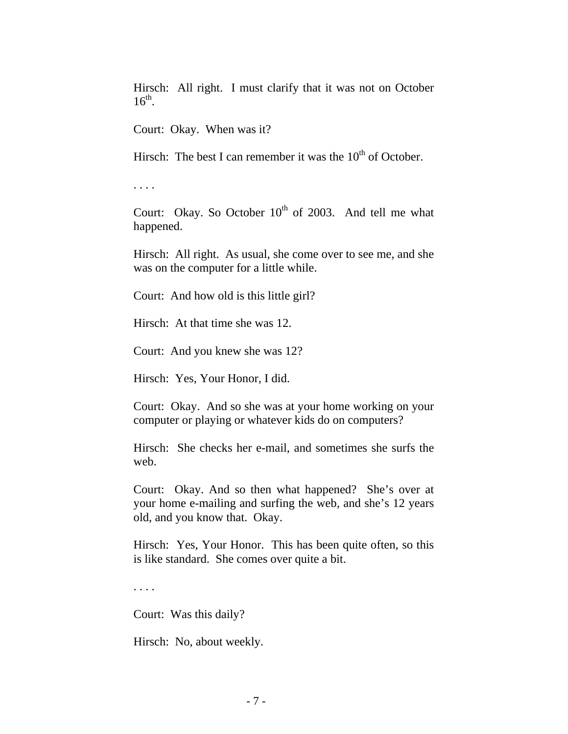Hirsch: All right. I must clarify that it was not on October 16th.

Court: Okay. When was it?

Hirsch: The best I can remember it was the 10th of October.

. . . .

Court: Okay. So October 10th of 2003. And tell me what happened.

Hirsch: All right. As usual, she come over to see me, and she was on the computer for a little while.

Court: And how old is this little girl?

Hirsch: At that time she was 12.

Court: And you knew she was 12?

Hirsch: Yes, Your Honor, I did.

Court: Okay. And so she was at your home working on your computer or playing or whatever kids do on computers?

Hirsch: She checks her e-mail, and sometimes she surfs the web.

Court: Okay. And so then what happened? She's over at your home e-mailing and surfing the web, and she's 12 years old, and you know that. Okay.

Hirsch: Yes, Your Honor. This has been quite often, so this is like standard. She comes over quite a bit.

. . . .

Court: Was this daily?

Hirsch: No, about weekly.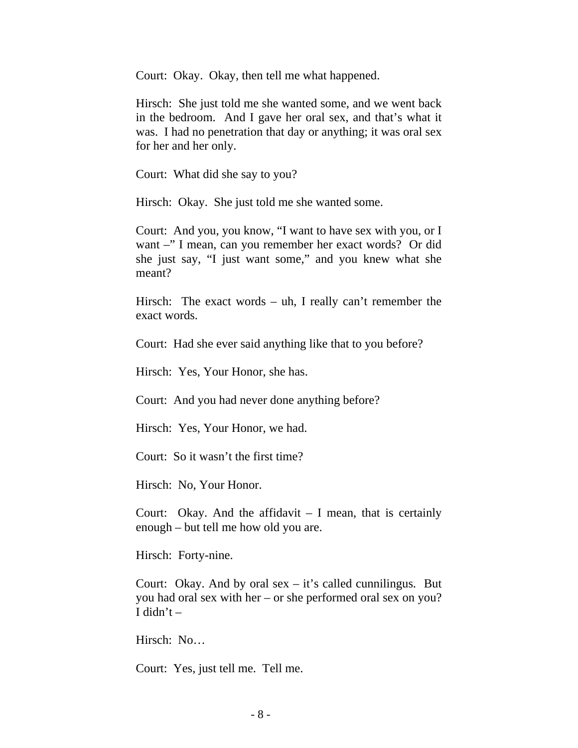Court: Okay. Okay, then tell me what happened.

Hirsch: She just told me she wanted some, and we went back in the bedroom. And I gave her oral sex, and that's what it was. I had no penetration that day or anything; it was oral sex for her and her only.

Court: What did she say to you?

Hirsch: Okay. She just told me she wanted some.

Court: And you, you know, "I want to have sex with you, or I want –" I mean, can you remember her exact words? Or did she just say, "I just want some," and you knew what she meant?

Hirsch: The exact words – uh, I really can't remember the exact words.

Court: Had she ever said anything like that to you before?

Hirsch: Yes, Your Honor, she has.

Court: And you had never done anything before?

Hirsch: Yes, Your Honor, we had.

Court: So it wasn't the first time?

Hirsch: No, Your Honor.

Court: Okay. And the affidavit – I mean, that is certainly enough – but tell me how old you are.

Hirsch: Forty-nine.

Court: Okay. And by oral sex – it's called cunnilingus. But you had oral sex with her – or she performed oral sex on you? I didn't –

Hirsch: No…

Court: Yes, just tell me. Tell me.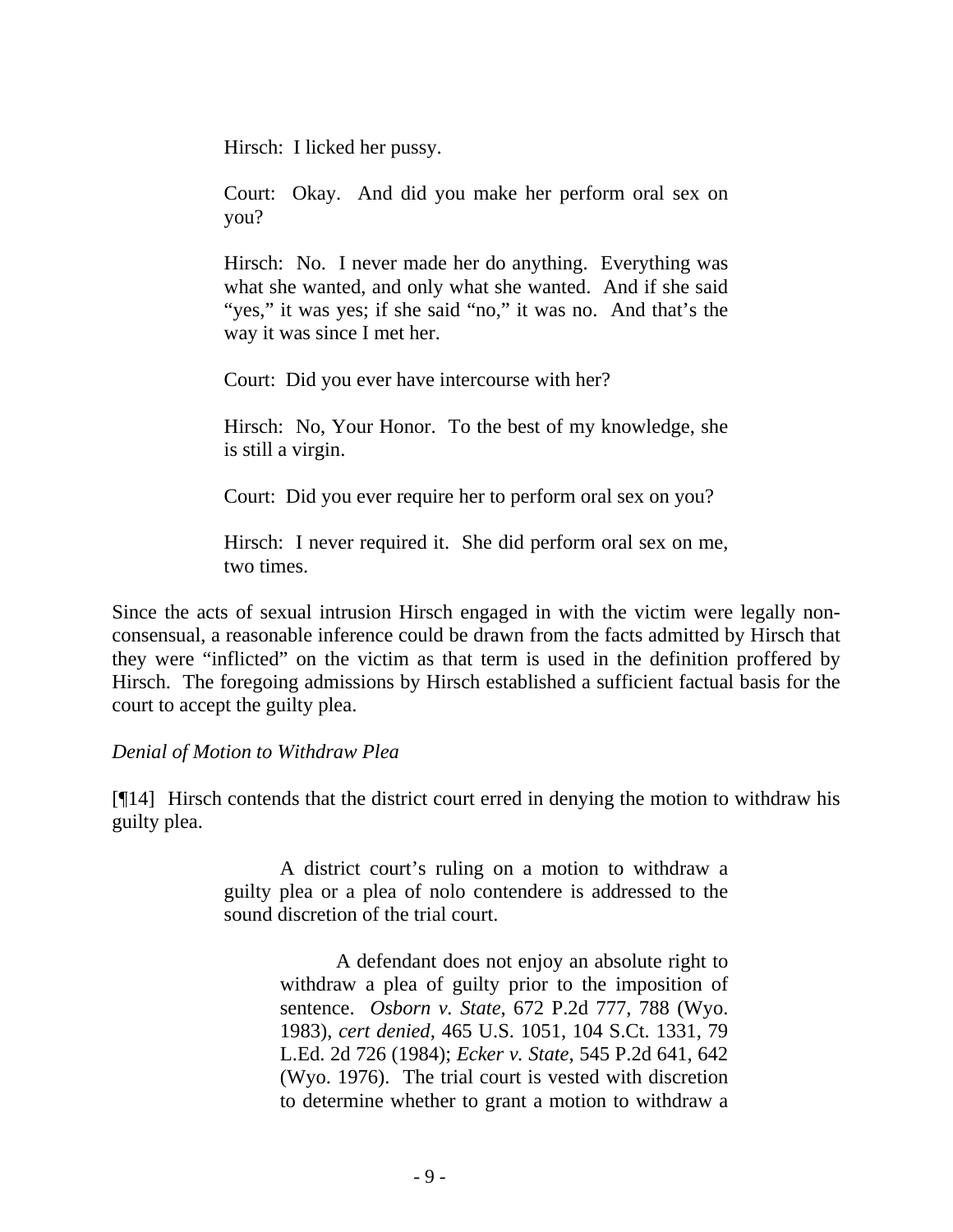> Hirsch: I licked her pussy.
>
> Court: Okay. And did you make her perform oral sex on you?
>
> Hirsch: No. I never made her do anything. Everything was what she wanted, and only what she wanted. And if she said "yes," it was yes; if she said "no," it was no. And that's the way it was since I met her.
>
> Court: Did you ever have intercourse with her?
>
> Hirsch: No, Your Honor. To the best of my knowledge, she is still a virgin.
>
> Court: Did you ever require her to perform oral sex on you?
>
> Hirsch: I never required it. She did perform oral sex on me, two times.

Since the acts of sexual intrusion Hirsch engaged in with the victim were legally non-consensual, a reasonable inference could be drawn from the facts admitted by Hirsch that they were "inflicted" on the victim as that term is used in the definition proffered by Hirsch. The foregoing admissions by Hirsch established a sufficient factual basis for the court to accept the guilty plea.

*Denial of Motion to Withdraw Plea*

[¶14] Hirsch contends that the district court erred in denying the motion to withdraw his guilty plea.

> A district court's ruling on a motion to withdraw a guilty plea or a plea of nolo contendere is addressed to the sound discretion of the trial court.
>
> > A defendant does not enjoy an absolute right to withdraw a plea of guilty prior to the imposition of sentence. *Osborn v. State*, 672 P.2d 777, 788 (Wyo. 1983), *cert denied*, 465 U.S. 1051, 104 S.Ct. 1331, 79 L.Ed. 2d 726 (1984); *Ecker v. State*, 545 P.2d 641, 642 (Wyo. 1976). The trial court is vested with discretion to determine whether to grant a motion to withdraw a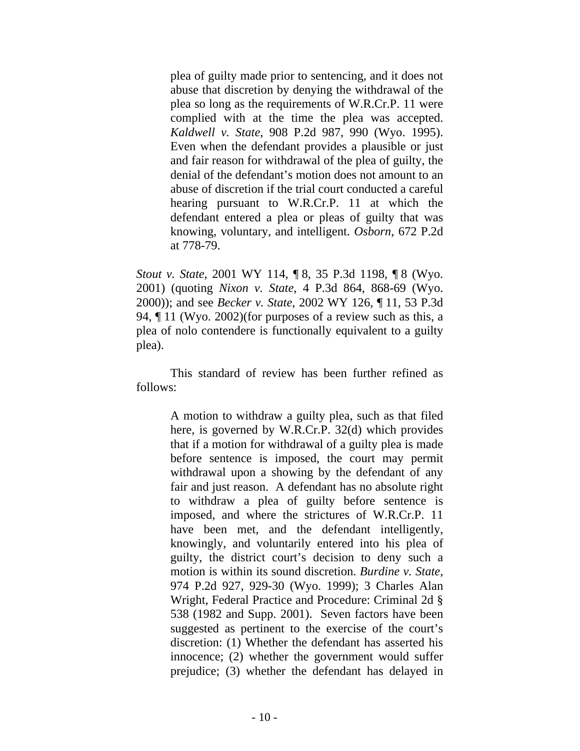> plea of guilty made prior to sentencing, and it does not abuse that discretion by denying the withdrawal of the plea so long as the requirements of W.R.Cr.P. 11 were complied with at the time the plea was accepted. *Kaldwell v. State*, 908 P.2d 987, 990 (Wyo. 1995). Even when the defendant provides a plausible or just and fair reason for withdrawal of the plea of guilty, the denial of the defendant's motion does not amount to an abuse of discretion if the trial court conducted a careful hearing pursuant to W.R.Cr.P. 11 at which the defendant entered a plea or pleas of guilty that was knowing, voluntary, and intelligent. *Osborn*, 672 P.2d at 778-79.

*Stout v. State*, 2001 WY 114, ¶ 8, 35 P.3d 1198, ¶ 8 (Wyo. 2001) (quoting *Nixon v. State*, 4 P.3d 864, 868-69 (Wyo. 2000)); and see *Becker v. State*, 2002 WY 126, ¶ 11, 53 P.3d 94, ¶ 11 (Wyo. 2002)(for purposes of a review such as this, a plea of nolo contendere is functionally equivalent to a guilty plea).

This standard of review has been further refined as follows:

> A motion to withdraw a guilty plea, such as that filed here, is governed by W.R.Cr.P. 32(d) which provides that if a motion for withdrawal of a guilty plea is made before sentence is imposed, the court may permit withdrawal upon a showing by the defendant of any fair and just reason. A defendant has no absolute right to withdraw a plea of guilty before sentence is imposed, and where the strictures of W.R.Cr.P. 11 have been met, and the defendant intelligently, knowingly, and voluntarily entered into his plea of guilty, the district court's decision to deny such a motion is within its sound discretion. *Burdine v. State*, 974 P.2d 927, 929-30 (Wyo. 1999); 3 Charles Alan Wright, Federal Practice and Procedure: Criminal 2d § 538 (1982 and Supp. 2001). Seven factors have been suggested as pertinent to the exercise of the court's discretion: (1) Whether the defendant has asserted his innocence; (2) whether the government would suffer prejudice; (3) whether the defendant has delayed in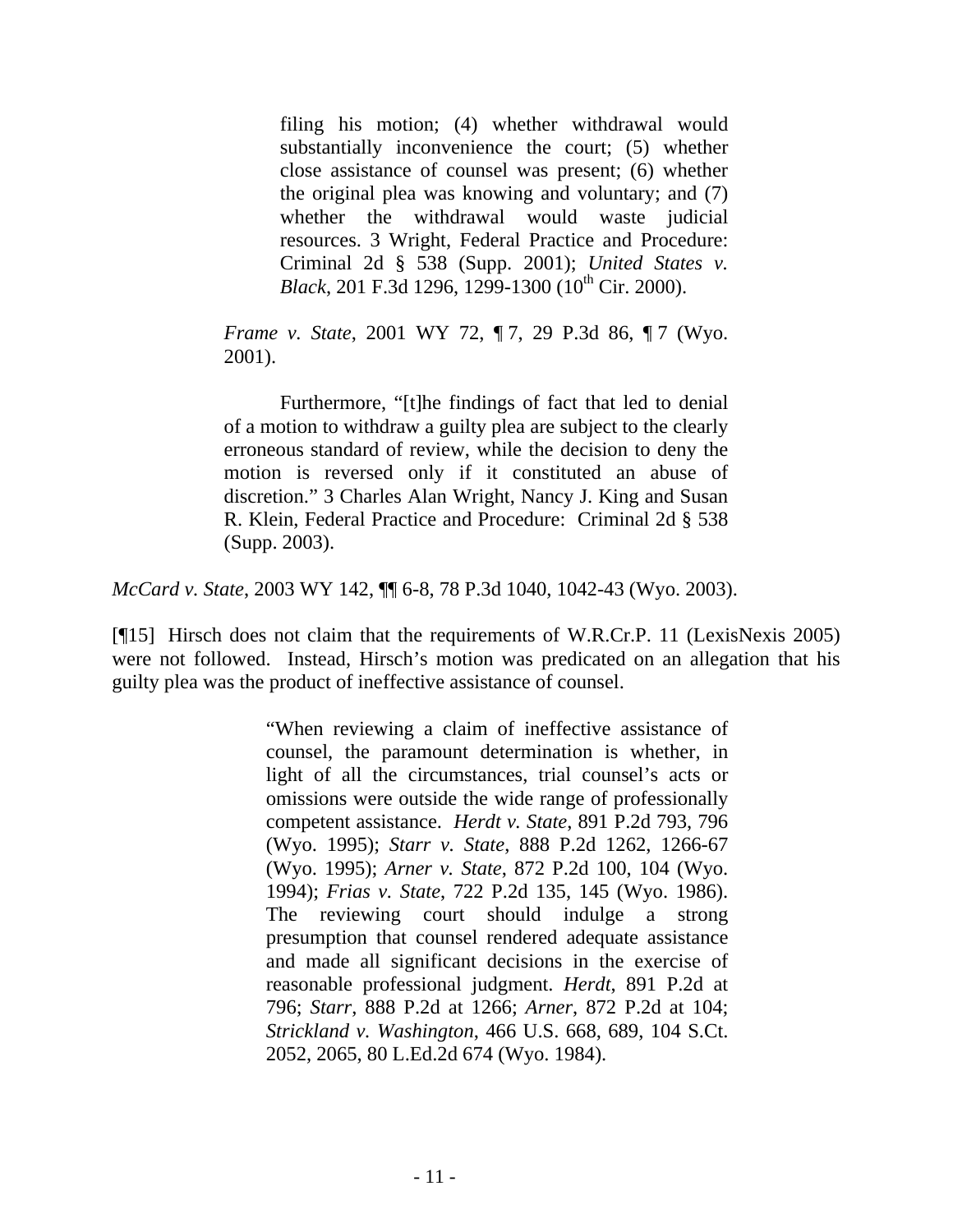> > filing his motion; (4) whether withdrawal would substantially inconvenience the court; (5) whether close assistance of counsel was present; (6) whether the original plea was knowing and voluntary; and (7) whether the withdrawal would waste judicial resources. 3 Wright, Federal Practice and Procedure: Criminal 2d § 538 (Supp. 2001); *United States v. Black*, 201 F.3d 1296, 1299-1300 ($10^{th}$ Cir. 2000).
>
> *Frame v. State*, 2001 WY 72, ¶ 7, 29 P.3d 86, ¶ 7 (Wyo. 2001).
>
> Furthermore, "[t]he findings of fact that led to denial of a motion to withdraw a guilty plea are subject to the clearly erroneous standard of review, while the decision to deny the motion is reversed only if it constituted an abuse of discretion." 3 Charles Alan Wright, Nancy J. King and Susan R. Klein, Federal Practice and Procedure: Criminal 2d § 538 (Supp. 2003).

*McCard v. State*, 2003 WY 142, ¶¶ 6-8, 78 P.3d 1040, 1042-43 (Wyo. 2003).

[¶15] Hirsch does not claim that the requirements of W.R.Cr.P. 11 (LexisNexis 2005) were not followed. Instead, Hirsch's motion was predicated on an allegation that his guilty plea was the product of ineffective assistance of counsel.

> "When reviewing a claim of ineffective assistance of counsel, the paramount determination is whether, in light of all the circumstances, trial counsel's acts or omissions were outside the wide range of professionally competent assistance. *Herdt v. State*, 891 P.2d 793, 796 (Wyo. 1995); *Starr v. State*, 888 P.2d 1262, 1266-67 (Wyo. 1995); *Arner v. State*, 872 P.2d 100, 104 (Wyo. 1994); *Frias v. State*, 722 P.2d 135, 145 (Wyo. 1986). The reviewing court should indulge a strong presumption that counsel rendered adequate assistance and made all significant decisions in the exercise of reasonable professional judgment. *Herdt*, 891 P.2d at 796; *Starr*, 888 P.2d at 1266; *Arner*, 872 P.2d at 104; *Strickland v. Washington*, 466 U.S. 668, 689, 104 S.Ct. 2052, 2065, 80 L.Ed.2d 674 (Wyo. 1984).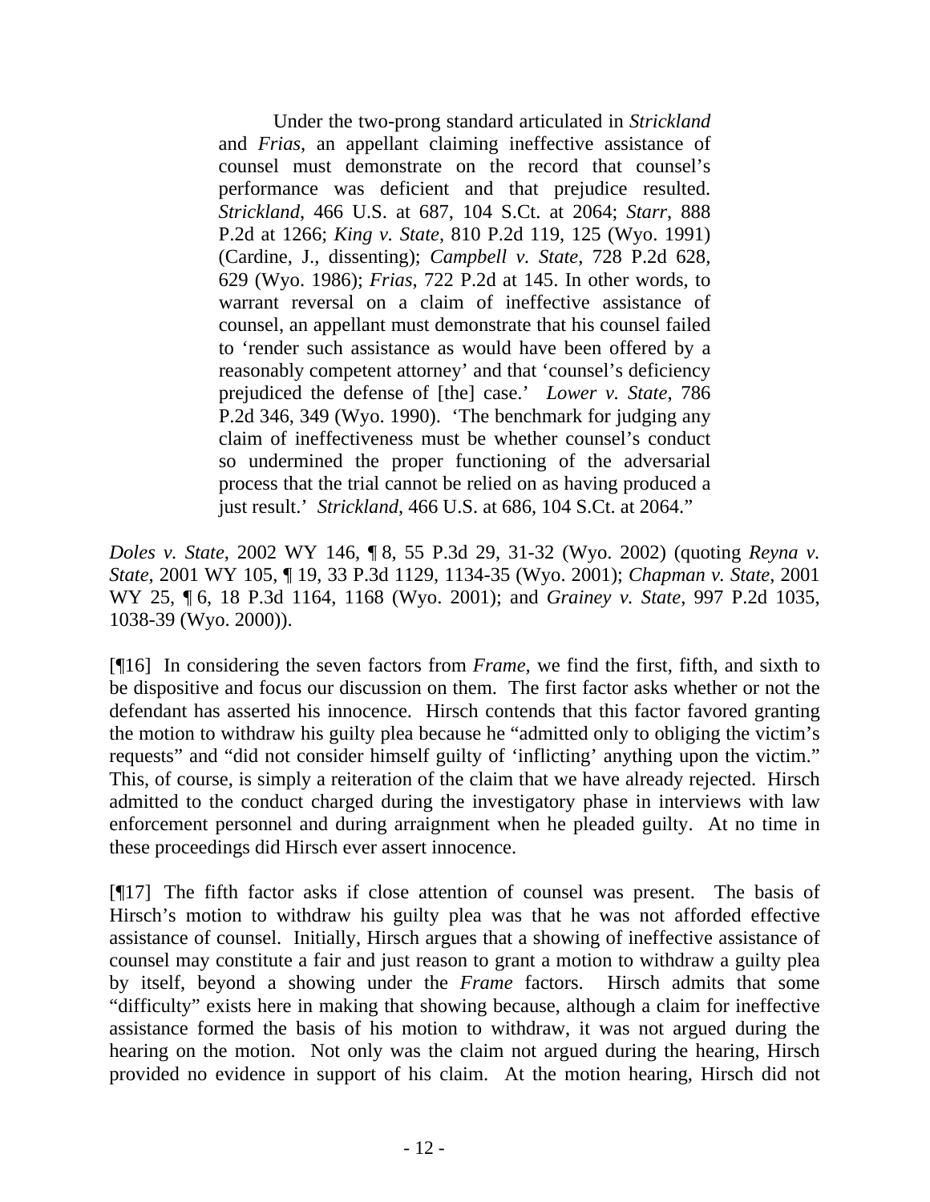> Under the two-prong standard articulated in *Strickland* and *Frias*, an appellant claiming ineffective assistance of counsel must demonstrate on the record that counsel's performance was deficient and that prejudice resulted. *Strickland*, 466 U.S. at 687, 104 S.Ct. at 2064; *Starr*, 888 P.2d at 1266; *King v. State*, 810 P.2d 119, 125 (Wyo. 1991) (Cardine, J., dissenting); *Campbell v. State*, 728 P.2d 628, 629 (Wyo. 1986); *Frias*, 722 P.2d at 145. In other words, to warrant reversal on a claim of ineffective assistance of counsel, an appellant must demonstrate that his counsel failed to 'render such assistance as would have been offered by a reasonably competent attorney' and that 'counsel's deficiency prejudiced the defense of [the] case.' *Lower v. State*, 786 P.2d 346, 349 (Wyo. 1990). 'The benchmark for judging any claim of ineffectiveness must be whether counsel's conduct so undermined the proper functioning of the adversarial process that the trial cannot be relied on as having produced a just result.' *Strickland*, 466 U.S. at 686, 104 S.Ct. at 2064."

*Doles v. State*, 2002 WY 146, ¶ 8, 55 P.3d 29, 31-32 (Wyo. 2002) (quoting *Reyna v. State*, 2001 WY 105, ¶ 19, 33 P.3d 1129, 1134-35 (Wyo. 2001); *Chapman v. State*, 2001 WY 25, ¶ 6, 18 P.3d 1164, 1168 (Wyo. 2001); and *Grainey v. State*, 997 P.2d 1035, 1038-39 (Wyo. 2000)).

[¶16] In considering the seven factors from *Frame*, we find the first, fifth, and sixth to be dispositive and focus our discussion on them. The first factor asks whether or not the defendant has asserted his innocence. Hirsch contends that this factor favored granting the motion to withdraw his guilty plea because he "admitted only to obliging the victim's requests" and "did not consider himself guilty of 'inflicting' anything upon the victim." This, of course, is simply a reiteration of the claim that we have already rejected. Hirsch admitted to the conduct charged during the investigatory phase in interviews with law enforcement personnel and during arraignment when he pleaded guilty. At no time in these proceedings did Hirsch ever assert innocence.

[¶17] The fifth factor asks if close attention of counsel was present. The basis of Hirsch's motion to withdraw his guilty plea was that he was not afforded effective assistance of counsel. Initially, Hirsch argues that a showing of ineffective assistance of counsel may constitute a fair and just reason to grant a motion to withdraw a guilty plea by itself, beyond a showing under the *Frame* factors. Hirsch admits that some "difficulty" exists here in making that showing because, although a claim for ineffective assistance formed the basis of his motion to withdraw, it was not argued during the hearing on the motion. Not only was the claim not argued during the hearing, Hirsch provided no evidence in support of his claim. At the motion hearing, Hirsch did not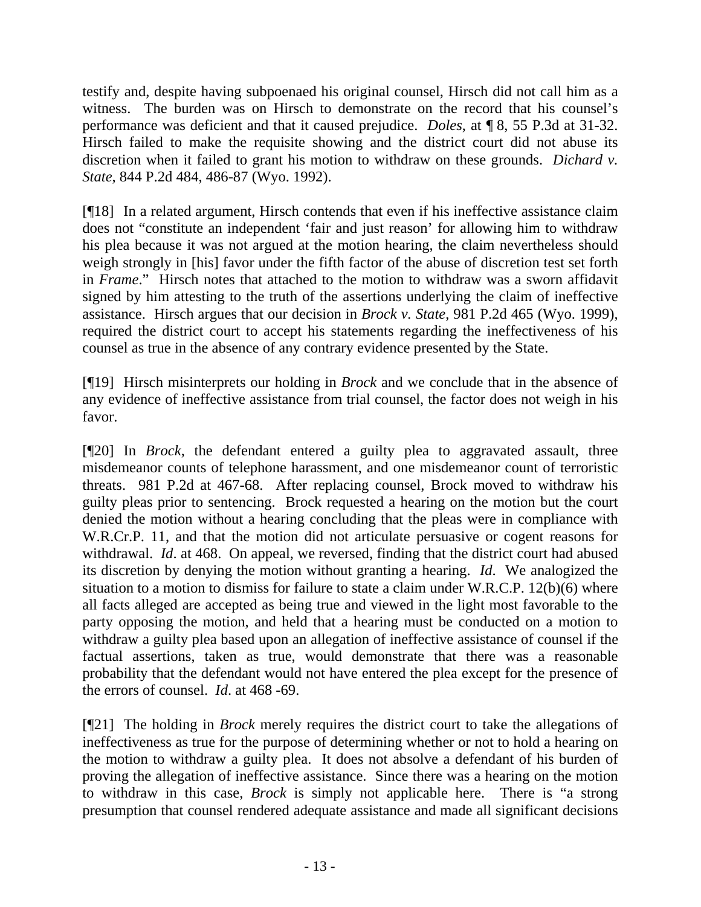testify and, despite having subpoenaed his original counsel, Hirsch did not call him as a witness. The burden was on Hirsch to demonstrate on the record that his counsel's performance was deficient and that it caused prejudice. *Doles*, at ¶ 8, 55 P.3d at 31-32. Hirsch failed to make the requisite showing and the district court did not abuse its discretion when it failed to grant his motion to withdraw on these grounds. *Dichard v. State*, 844 P.2d 484, 486-87 (Wyo. 1992).

[¶18] In a related argument, Hirsch contends that even if his ineffective assistance claim does not "constitute an independent 'fair and just reason' for allowing him to withdraw his plea because it was not argued at the motion hearing, the claim nevertheless should weigh strongly in [his] favor under the fifth factor of the abuse of discretion test set forth in *Frame*." Hirsch notes that attached to the motion to withdraw was a sworn affidavit signed by him attesting to the truth of the assertions underlying the claim of ineffective assistance. Hirsch argues that our decision in *Brock v. State*, 981 P.2d 465 (Wyo. 1999), required the district court to accept his statements regarding the ineffectiveness of his counsel as true in the absence of any contrary evidence presented by the State.

[¶19] Hirsch misinterprets our holding in *Brock* and we conclude that in the absence of any evidence of ineffective assistance from trial counsel, the factor does not weigh in his favor.

[¶20] In *Brock*, the defendant entered a guilty plea to aggravated assault, three misdemeanor counts of telephone harassment, and one misdemeanor count of terroristic threats. 981 P.2d at 467-68. After replacing counsel, Brock moved to withdraw his guilty pleas prior to sentencing. Brock requested a hearing on the motion but the court denied the motion without a hearing concluding that the pleas were in compliance with W.R.Cr.P. 11, and that the motion did not articulate persuasive or cogent reasons for withdrawal. *Id*. at 468. On appeal, we reversed, finding that the district court had abused its discretion by denying the motion without granting a hearing. *Id*. We analogized the situation to a motion to dismiss for failure to state a claim under W.R.C.P. 12(b)(6) where all facts alleged are accepted as being true and viewed in the light most favorable to the party opposing the motion, and held that a hearing must be conducted on a motion to withdraw a guilty plea based upon an allegation of ineffective assistance of counsel if the factual assertions, taken as true, would demonstrate that there was a reasonable probability that the defendant would not have entered the plea except for the presence of the errors of counsel. *Id*. at 468 -69.

[¶21] The holding in *Brock* merely requires the district court to take the allegations of ineffectiveness as true for the purpose of determining whether or not to hold a hearing on the motion to withdraw a guilty plea. It does not absolve a defendant of his burden of proving the allegation of ineffective assistance. Since there was a hearing on the motion to withdraw in this case, *Brock* is simply not applicable here. There is "a strong presumption that counsel rendered adequate assistance and made all significant decisions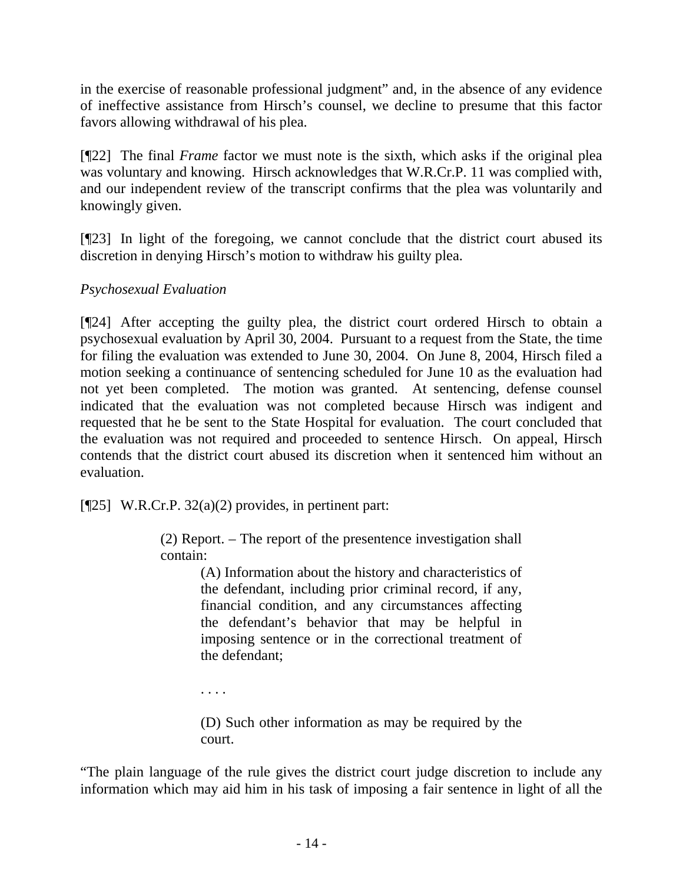in the exercise of reasonable professional judgment" and, in the absence of any evidence of ineffective assistance from Hirsch's counsel, we decline to presume that this factor favors allowing withdrawal of his plea.

[¶22] The final *Frame* factor we must note is the sixth, which asks if the original plea was voluntary and knowing. Hirsch acknowledges that W.R.Cr.P. 11 was complied with, and our independent review of the transcript confirms that the plea was voluntarily and knowingly given.

[¶23] In light of the foregoing, we cannot conclude that the district court abused its discretion in denying Hirsch's motion to withdraw his guilty plea.

*Psychosexual Evaluation*

[¶24] After accepting the guilty plea, the district court ordered Hirsch to obtain a psychosexual evaluation by April 30, 2004. Pursuant to a request from the State, the time for filing the evaluation was extended to June 30, 2004. On June 8, 2004, Hirsch filed a motion seeking a continuance of sentencing scheduled for June 10 as the evaluation had not yet been completed. The motion was granted. At sentencing, defense counsel indicated that the evaluation was not completed because Hirsch was indigent and requested that he be sent to the State Hospital for evaluation. The court concluded that the evaluation was not required and proceeded to sentence Hirsch. On appeal, Hirsch contends that the district court abused its discretion when it sentenced him without an evaluation.

[¶25] W.R.Cr.P. 32(a)(2) provides, in pertinent part:

> (2) Report. – The report of the presentence investigation shall contain:
>
> > (A) Information about the history and characteristics of the defendant, including prior criminal record, if any, financial condition, and any circumstances affecting the defendant's behavior that may be helpful in imposing sentence or in the correctional treatment of the defendant;
> >
> > . . . .
> >
> > (D) Such other information as may be required by the court.

"The plain language of the rule gives the district court judge discretion to include any information which may aid him in his task of imposing a fair sentence in light of all the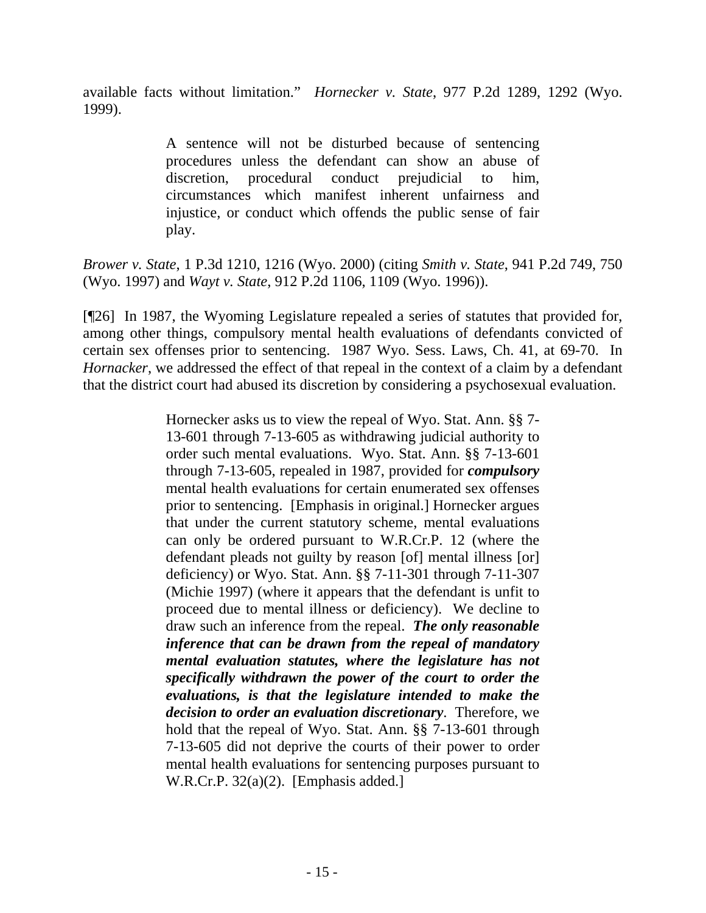available facts without limitation." *Hornecker v. State*, 977 P.2d 1289, 1292 (Wyo. 1999).

> A sentence will not be disturbed because of sentencing procedures unless the defendant can show an abuse of discretion, procedural conduct prejudicial to him, circumstances which manifest inherent unfairness and injustice, or conduct which offends the public sense of fair play.

*Brower v. State*, 1 P.3d 1210, 1216 (Wyo. 2000) (citing *Smith v. State*, 941 P.2d 749, 750 (Wyo. 1997) and *Wayt v. State*, 912 P.2d 1106, 1109 (Wyo. 1996)).

[¶26] In 1987, the Wyoming Legislature repealed a series of statutes that provided for, among other things, compulsory mental health evaluations of defendants convicted of certain sex offenses prior to sentencing. 1987 Wyo. Sess. Laws, Ch. 41, at 69-70. In *Hornacker*, we addressed the effect of that repeal in the context of a claim by a defendant that the district court had abused its discretion by considering a psychosexual evaluation.

> Hornecker asks us to view the repeal of Wyo. Stat. Ann. §§ 7-13-601 through 7-13-605 as withdrawing judicial authority to order such mental evaluations. Wyo. Stat. Ann. §§ 7-13-601 through 7-13-605, repealed in 1987, provided for ***compulsory*** mental health evaluations for certain enumerated sex offenses prior to sentencing. [Emphasis in original.] Hornecker argues that under the current statutory scheme, mental evaluations can only be ordered pursuant to W.R.Cr.P. 12 (where the defendant pleads not guilty by reason [of] mental illness [or] deficiency) or Wyo. Stat. Ann. §§ 7-11-301 through 7-11-307 (Michie 1997) (where it appears that the defendant is unfit to proceed due to mental illness or deficiency). We decline to draw such an inference from the repeal. ***The only reasonable inference that can be drawn from the repeal of mandatory mental evaluation statutes, where the legislature has not specifically withdrawn the power of the court to order the evaluations, is that the legislature intended to make the decision to order an evaluation discretionary***. Therefore, we hold that the repeal of Wyo. Stat. Ann. §§ 7-13-601 through 7-13-605 did not deprive the courts of their power to order mental health evaluations for sentencing purposes pursuant to W.R.Cr.P. 32(a)(2). [Emphasis added.]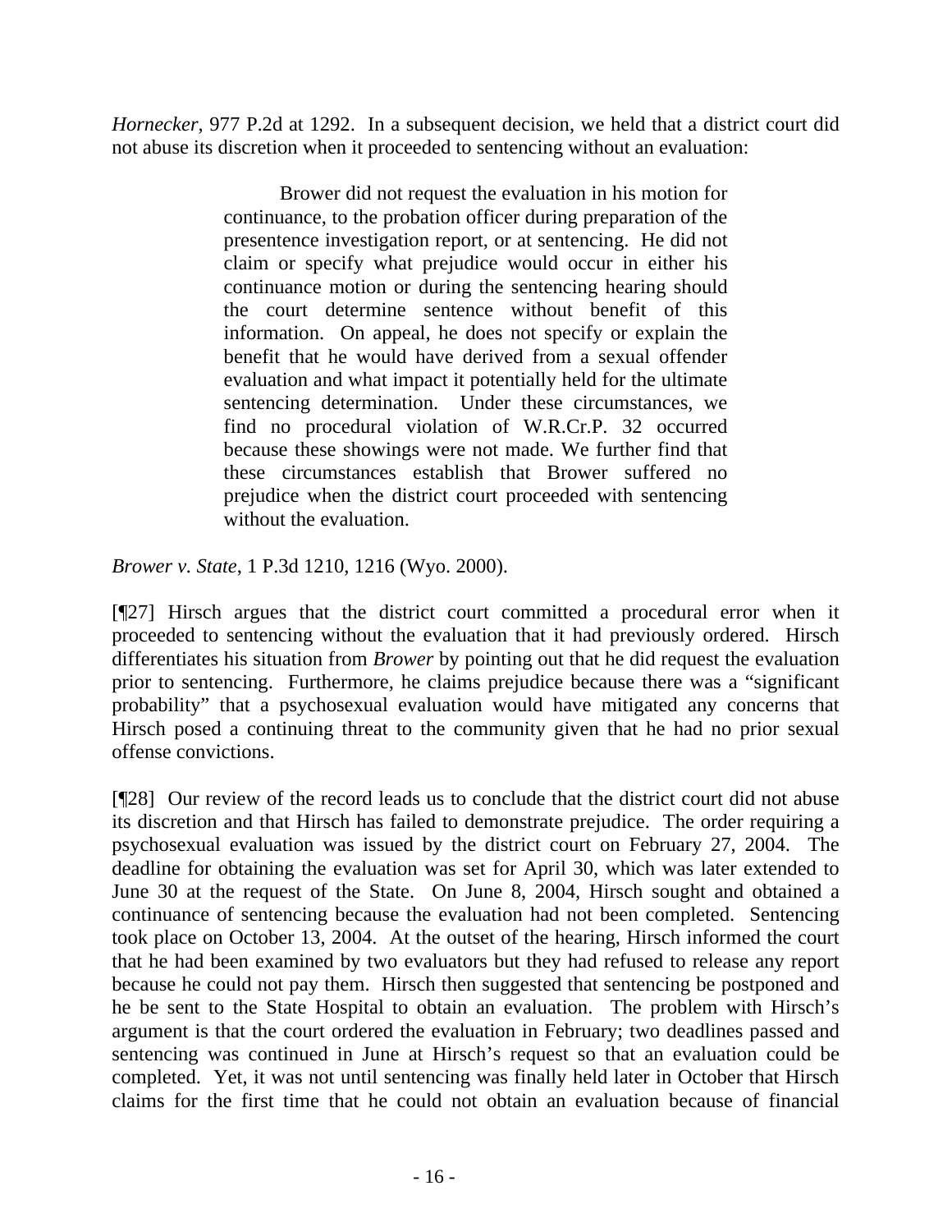*Hornecker*, 977 P.2d at 1292. In a subsequent decision, we held that a district court did not abuse its discretion when it proceeded to sentencing without an evaluation:

> Brower did not request the evaluation in his motion for continuance, to the probation officer during preparation of the presentence investigation report, or at sentencing. He did not claim or specify what prejudice would occur in either his continuance motion or during the sentencing hearing should the court determine sentence without benefit of this information. On appeal, he does not specify or explain the benefit that he would have derived from a sexual offender evaluation and what impact it potentially held for the ultimate sentencing determination. Under these circumstances, we find no procedural violation of W.R.Cr.P. 32 occurred because these showings were not made. We further find that these circumstances establish that Brower suffered no prejudice when the district court proceeded with sentencing without the evaluation.

*Brower v. State*, 1 P.3d 1210, 1216 (Wyo. 2000).

[¶27] Hirsch argues that the district court committed a procedural error when it proceeded to sentencing without the evaluation that it had previously ordered. Hirsch differentiates his situation from *Brower* by pointing out that he did request the evaluation prior to sentencing. Furthermore, he claims prejudice because there was a "significant probability" that a psychosexual evaluation would have mitigated any concerns that Hirsch posed a continuing threat to the community given that he had no prior sexual offense convictions.

[¶28] Our review of the record leads us to conclude that the district court did not abuse its discretion and that Hirsch has failed to demonstrate prejudice. The order requiring a psychosexual evaluation was issued by the district court on February 27, 2004. The deadline for obtaining the evaluation was set for April 30, which was later extended to June 30 at the request of the State. On June 8, 2004, Hirsch sought and obtained a continuance of sentencing because the evaluation had not been completed. Sentencing took place on October 13, 2004. At the outset of the hearing, Hirsch informed the court that he had been examined by two evaluators but they had refused to release any report because he could not pay them. Hirsch then suggested that sentencing be postponed and he be sent to the State Hospital to obtain an evaluation. The problem with Hirsch's argument is that the court ordered the evaluation in February; two deadlines passed and sentencing was continued in June at Hirsch's request so that an evaluation could be completed. Yet, it was not until sentencing was finally held later in October that Hirsch claims for the first time that he could not obtain an evaluation because of financial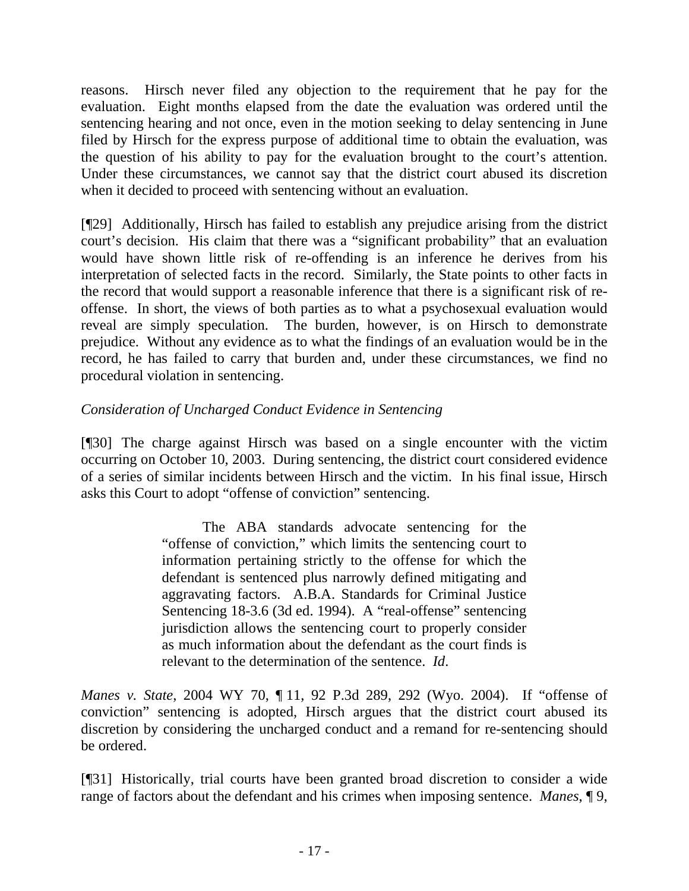reasons. Hirsch never filed any objection to the requirement that he pay for the evaluation. Eight months elapsed from the date the evaluation was ordered until the sentencing hearing and not once, even in the motion seeking to delay sentencing in June filed by Hirsch for the express purpose of additional time to obtain the evaluation, was the question of his ability to pay for the evaluation brought to the court's attention. Under these circumstances, we cannot say that the district court abused its discretion when it decided to proceed with sentencing without an evaluation.

[¶29] Additionally, Hirsch has failed to establish any prejudice arising from the district court's decision. His claim that there was a "significant probability" that an evaluation would have shown little risk of re-offending is an inference he derives from his interpretation of selected facts in the record. Similarly, the State points to other facts in the record that would support a reasonable inference that there is a significant risk of re-offense. In short, the views of both parties as to what a psychosexual evaluation would reveal are simply speculation. The burden, however, is on Hirsch to demonstrate prejudice. Without any evidence as to what the findings of an evaluation would be in the record, he has failed to carry that burden and, under these circumstances, we find no procedural violation in sentencing.

*Consideration of Uncharged Conduct Evidence in Sentencing*

[¶30] The charge against Hirsch was based on a single encounter with the victim occurring on October 10, 2003. During sentencing, the district court considered evidence of a series of similar incidents between Hirsch and the victim. In his final issue, Hirsch asks this Court to adopt "offense of conviction" sentencing.

> The ABA standards advocate sentencing for the "offense of conviction," which limits the sentencing court to information pertaining strictly to the offense for which the defendant is sentenced plus narrowly defined mitigating and aggravating factors. A.B.A. Standards for Criminal Justice Sentencing 18-3.6 (3d ed. 1994). A "real-offense" sentencing jurisdiction allows the sentencing court to properly consider as much information about the defendant as the court finds is relevant to the determination of the sentence. *Id*.

*Manes v. State*, 2004 WY 70, ¶ 11, 92 P.3d 289, 292 (Wyo. 2004). If "offense of conviction" sentencing is adopted, Hirsch argues that the district court abused its discretion by considering the uncharged conduct and a remand for re-sentencing should be ordered.

[¶31] Historically, trial courts have been granted broad discretion to consider a wide range of factors about the defendant and his crimes when imposing sentence. *Manes*, ¶ 9,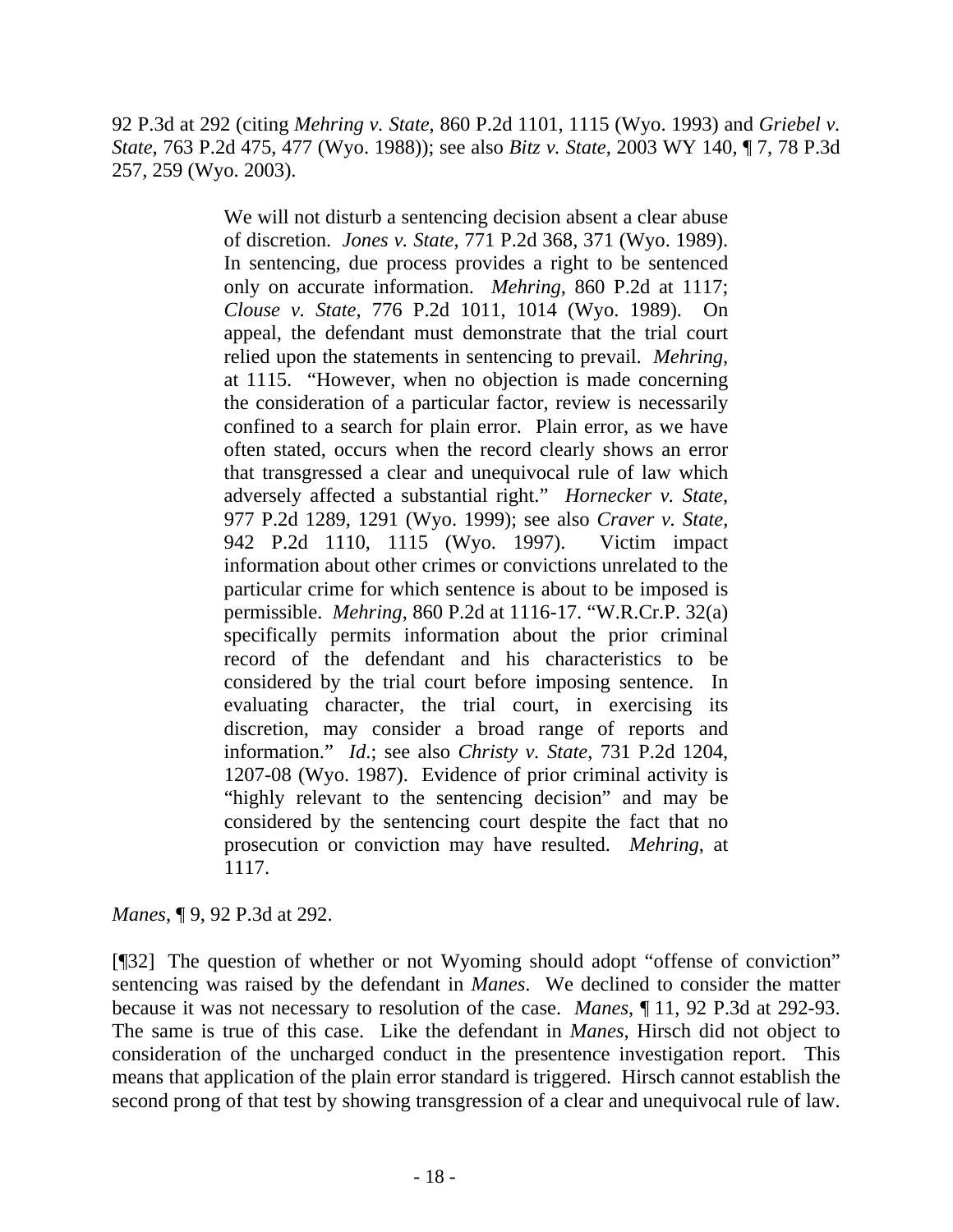92 P.3d at 292 (citing *Mehring v. State*, 860 P.2d 1101, 1115 (Wyo. 1993) and *Griebel v. State*, 763 P.2d 475, 477 (Wyo. 1988)); see also *Bitz v. State*, 2003 WY 140, ¶ 7, 78 P.3d 257, 259 (Wyo. 2003).

> We will not disturb a sentencing decision absent a clear abuse of discretion. *Jones v. State*, 771 P.2d 368, 371 (Wyo. 1989). In sentencing, due process provides a right to be sentenced only on accurate information. *Mehring*, 860 P.2d at 1117; *Clouse v. State*, 776 P.2d 1011, 1014 (Wyo. 1989). On appeal, the defendant must demonstrate that the trial court relied upon the statements in sentencing to prevail. *Mehring*, at 1115. "However, when no objection is made concerning the consideration of a particular factor, review is necessarily confined to a search for plain error. Plain error, as we have often stated, occurs when the record clearly shows an error that transgressed a clear and unequivocal rule of law which adversely affected a substantial right." *Hornecker v. State*, 977 P.2d 1289, 1291 (Wyo. 1999); see also *Craver v. State*, 942 P.2d 1110, 1115 (Wyo. 1997). Victim impact information about other crimes or convictions unrelated to the particular crime for which sentence is about to be imposed is permissible. *Mehring*, 860 P.2d at 1116-17. "W.R.Cr.P. 32(a) specifically permits information about the prior criminal record of the defendant and his characteristics to be considered by the trial court before imposing sentence. In evaluating character, the trial court, in exercising its discretion, may consider a broad range of reports and information." *Id*.; see also *Christy v. State*, 731 P.2d 1204, 1207-08 (Wyo. 1987). Evidence of prior criminal activity is "highly relevant to the sentencing decision" and may be considered by the sentencing court despite the fact that no prosecution or conviction may have resulted. *Mehring*, at 1117.

*Manes*, ¶ 9, 92 P.3d at 292.

[¶32] The question of whether or not Wyoming should adopt "offense of conviction" sentencing was raised by the defendant in *Manes*. We declined to consider the matter because it was not necessary to resolution of the case. *Manes*, ¶ 11, 92 P.3d at 292-93. The same is true of this case. Like the defendant in *Manes*, Hirsch did not object to consideration of the uncharged conduct in the presentence investigation report. This means that application of the plain error standard is triggered. Hirsch cannot establish the second prong of that test by showing transgression of a clear and unequivocal rule of law.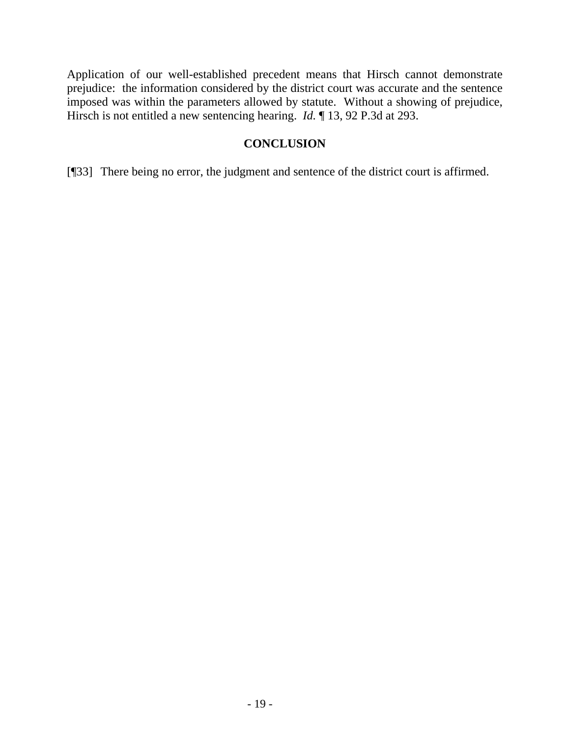Application of our well-established precedent means that Hirsch cannot demonstrate prejudice: the information considered by the district court was accurate and the sentence imposed was within the parameters allowed by statute. Without a showing of prejudice, Hirsch is not entitled a new sentencing hearing. *Id.* ¶ 13, 92 P.3d at 293.

## CONCLUSION

[¶33] There being no error, the judgment and sentence of the district court is affirmed.